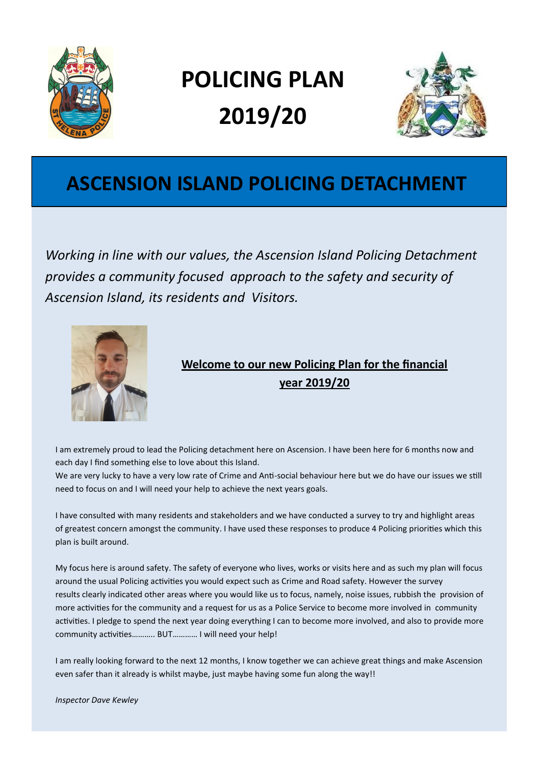# POLICING PLAN 2019/20

## ASCENSION ISLAND POLICING DETACHMENT

*Working in line with our values, the Ascension Island Policing Detachment provides a community focused approach to the safety and security of Ascension Island, its residents and Visitors.*

### <u>Welcome to our new Policing Plan for the financial year 2019/20</u>

I am extremely proud to lead the Policing detachment here on Ascension. I have been here for 6 months now and each day I find something else to love about this Island.
We are very lucky to have a very low rate of Crime and Anti-social behaviour here but we do have our issues we still need to focus on and I will need your help to achieve the next years goals.

I have consulted with many residents and stakeholders and we have conducted a survey to try and highlight areas of greatest concern amongst the community. I have used these responses to produce 4 Policing priorities which this plan is built around.

My focus here is around safety. The safety of everyone who lives, works or visits here and as such my plan will focus around the usual Policing activities you would expect such as Crime and Road safety. However the survey results clearly indicated other areas where you would like us to focus, namely, noise issues, rubbish the provision of more activities for the community and a request for us as a Police Service to become more involved in community activities. I pledge to spend the next year doing everything I can to become more involved, and also to provide more community activities……….. BUT………… I will need your help!

I am really looking forward to the next 12 months, I know together we can achieve great things and make Ascension even safer than it already is whilst maybe, just maybe having some fun along the way!!

*Inspector Dave Kewley*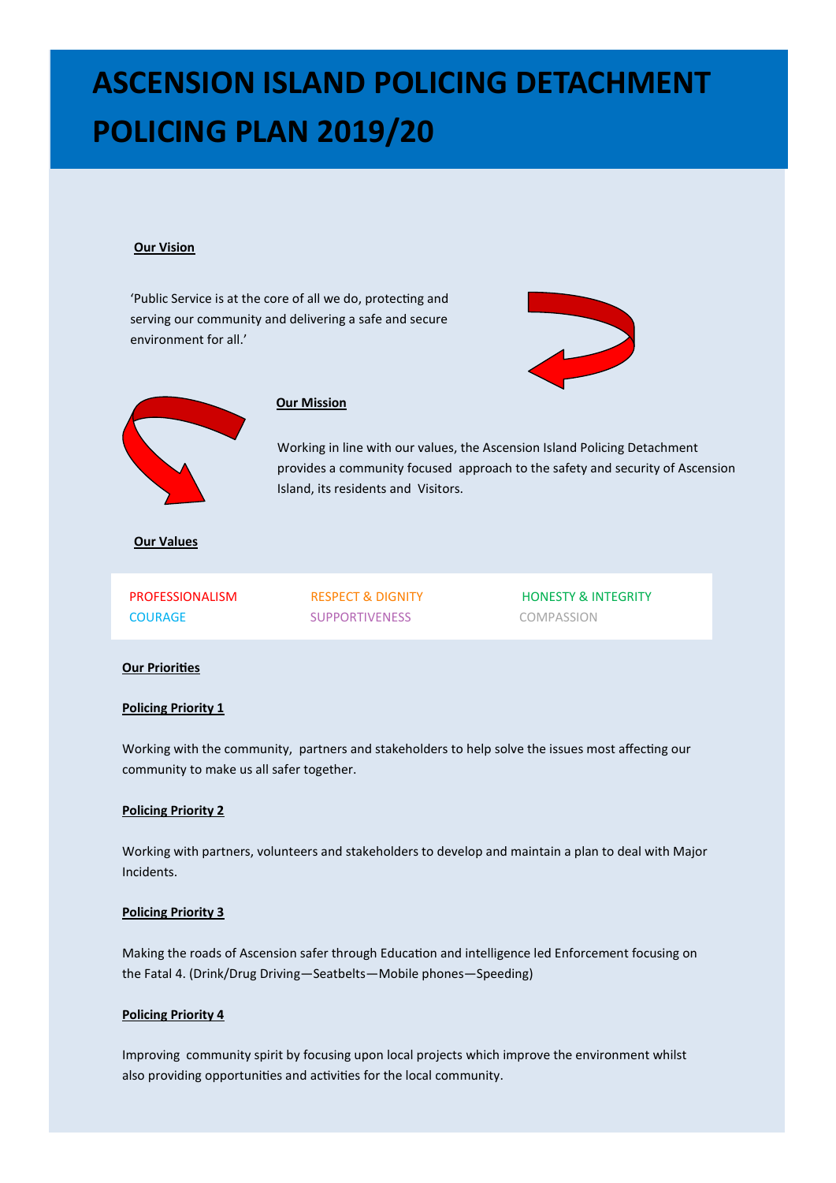# ASCENSION ISLAND POLICING DETACHMENT POLICING PLAN 2019/20

**Our Vision**

'Public Service is at the core of all we do, protecting and serving our community and delivering a safe and secure environment for all.'

**Our Mission**

Working in line with our values, the Ascension Island Policing Detachment provides a community focused approach to the safety and security of Ascension Island, its residents and Visitors.

**Our Values**

| | | |
|---|---|---|
| PROFESSIONALISM | RESPECT & DIGNITY | HONESTY & INTEGRITY |
| COURAGE | SUPPORTIVENESS | COMPASSION |

**Our Priorities**

**Policing Priority 1**

Working with the community, partners and stakeholders to help solve the issues most affecting our community to make us all safer together.

**Policing Priority 2**

Working with partners, volunteers and stakeholders to develop and maintain a plan to deal with Major Incidents.

**Policing Priority 3**

Making the roads of Ascension safer through Education and intelligence led Enforcement focusing on the Fatal 4. (Drink/Drug Driving—Seatbelts—Mobile phones—Speeding)

**Policing Priority 4**

Improving community spirit by focusing upon local projects which improve the environment whilst also providing opportunities and activities for the local community.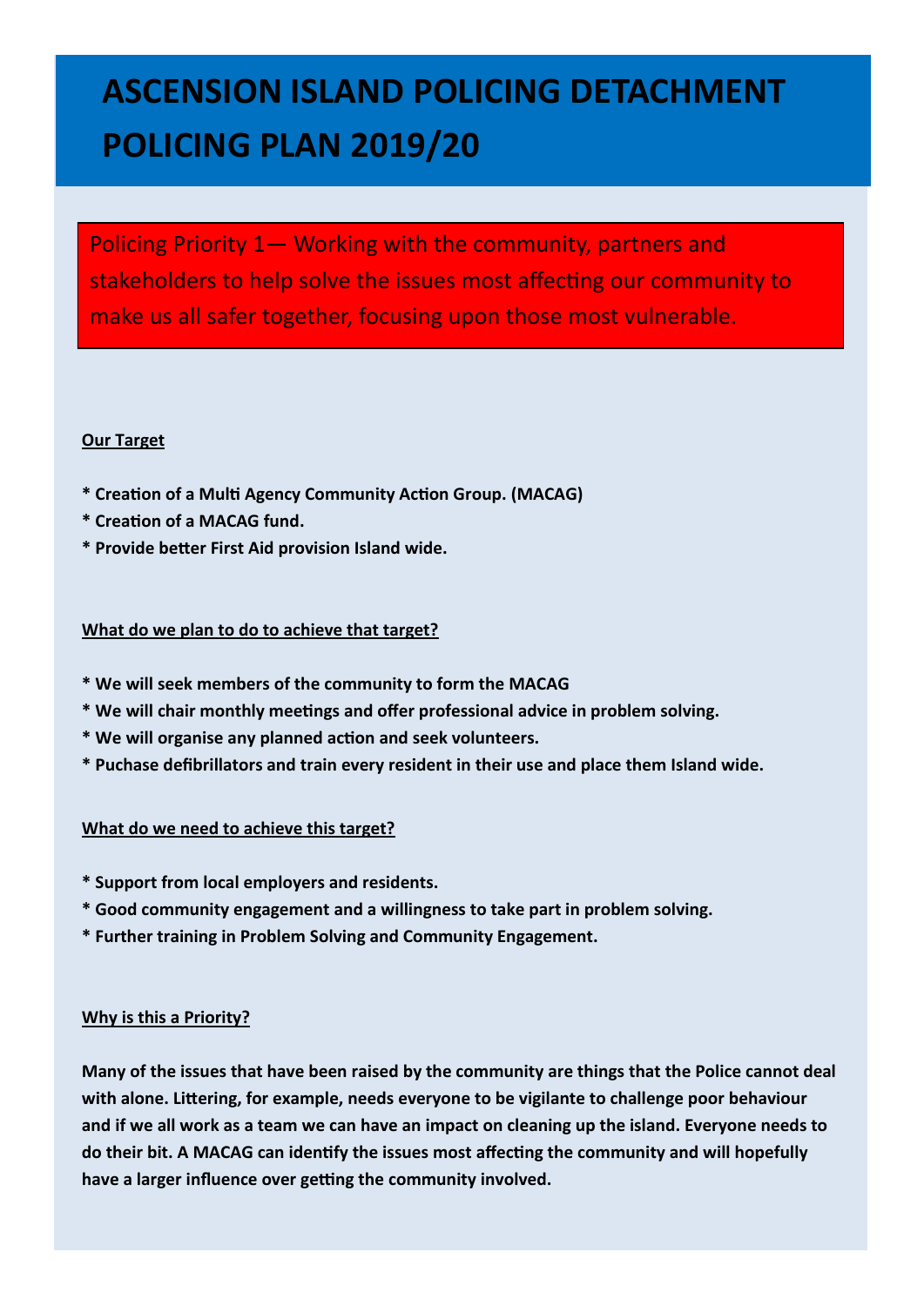# ASCENSION ISLAND POLICING DETACHMENT POLICING PLAN 2019/20

Policing Priority 1— Working with the community, partners and stakeholders to help solve the issues most affecting our community to make us all safer together, focusing upon those most vulnerable.

**Our Target**

**\* Creation of a Multi Agency Community Action Group. (MACAG)**

**\* Creation of a MACAG fund.**

**\* Provide better First Aid provision Island wide.**

**What do we plan to do to achieve that target?**

**\* We will seek members of the community to form the MACAG**

**\* We will chair monthly meetings and offer professional advice in problem solving.**

**\* We will organise any planned action and seek volunteers.**

**\* Puchase defibrillators and train every resident in their use and place them Island wide.**

**What do we need to achieve this target?**

**\* Support from local employers and residents.**

**\* Good community engagement and a willingness to take part in problem solving.**

**\* Further training in Problem Solving and Community Engagement.**

**Why is this a Priority?**

**Many of the issues that have been raised by the community are things that the Police cannot deal with alone. Littering, for example, needs everyone to be vigilante to challenge poor behaviour and if we all work as a team we can have an impact on cleaning up the island. Everyone needs to do their bit. A MACAG can identify the issues most affecting the community and will hopefully have a larger influence over getting the community involved.**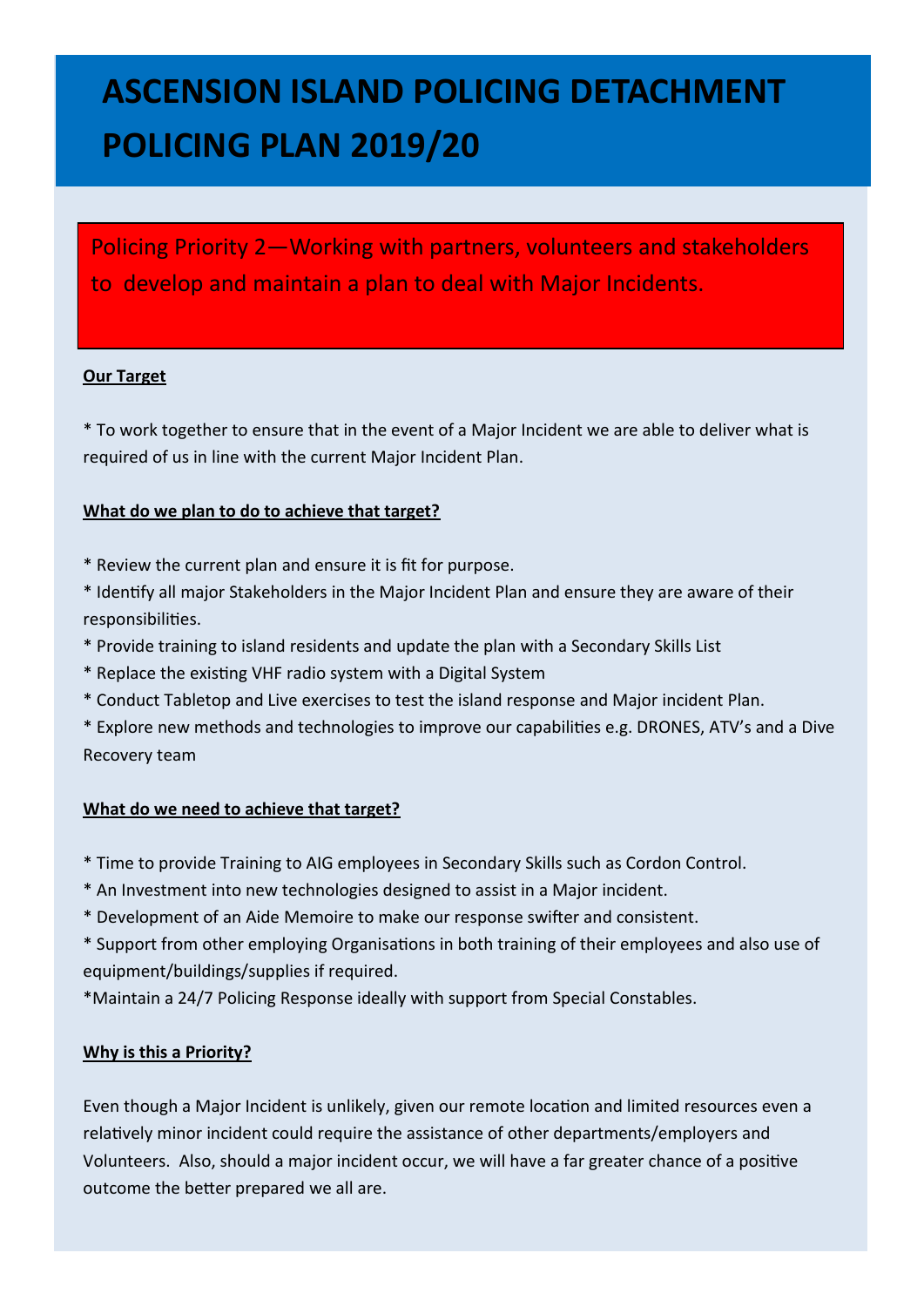# ASCENSION ISLAND POLICING DETACHMENT POLICING PLAN 2019/20

## Policing Priority 2—Working with partners, volunteers and stakeholders to develop and maintain a plan to deal with Major Incidents.

**Our Target**

* To work together to ensure that in the event of a Major Incident we are able to deliver what is required of us in line with the current Major Incident Plan.

**What do we plan to do to achieve that target?**

* Review the current plan and ensure it is fit for purpose.
* Identify all major Stakeholders in the Major Incident Plan and ensure they are aware of their responsibilities.
* Provide training to island residents and update the plan with a Secondary Skills List
* Replace the existing VHF radio system with a Digital System
* Conduct Tabletop and Live exercises to test the island response and Major incident Plan.
* Explore new methods and technologies to improve our capabilities e.g. DRONES, ATV's and a Dive Recovery team

**What do we need to achieve that target?**

* Time to provide Training to AIG employees in Secondary Skills such as Cordon Control.
* An Investment into new technologies designed to assist in a Major incident.
* Development of an Aide Memoire to make our response swifter and consistent.
* Support from other employing Organisations in both training of their employees and also use of equipment/buildings/supplies if required.
*Maintain a 24/7 Policing Response ideally with support from Special Constables.

**Why is this a Priority?**

Even though a Major Incident is unlikely, given our remote location and limited resources even a relatively minor incident could require the assistance of other departments/employers and Volunteers. Also, should a major incident occur, we will have a far greater chance of a positive outcome the better prepared we all are.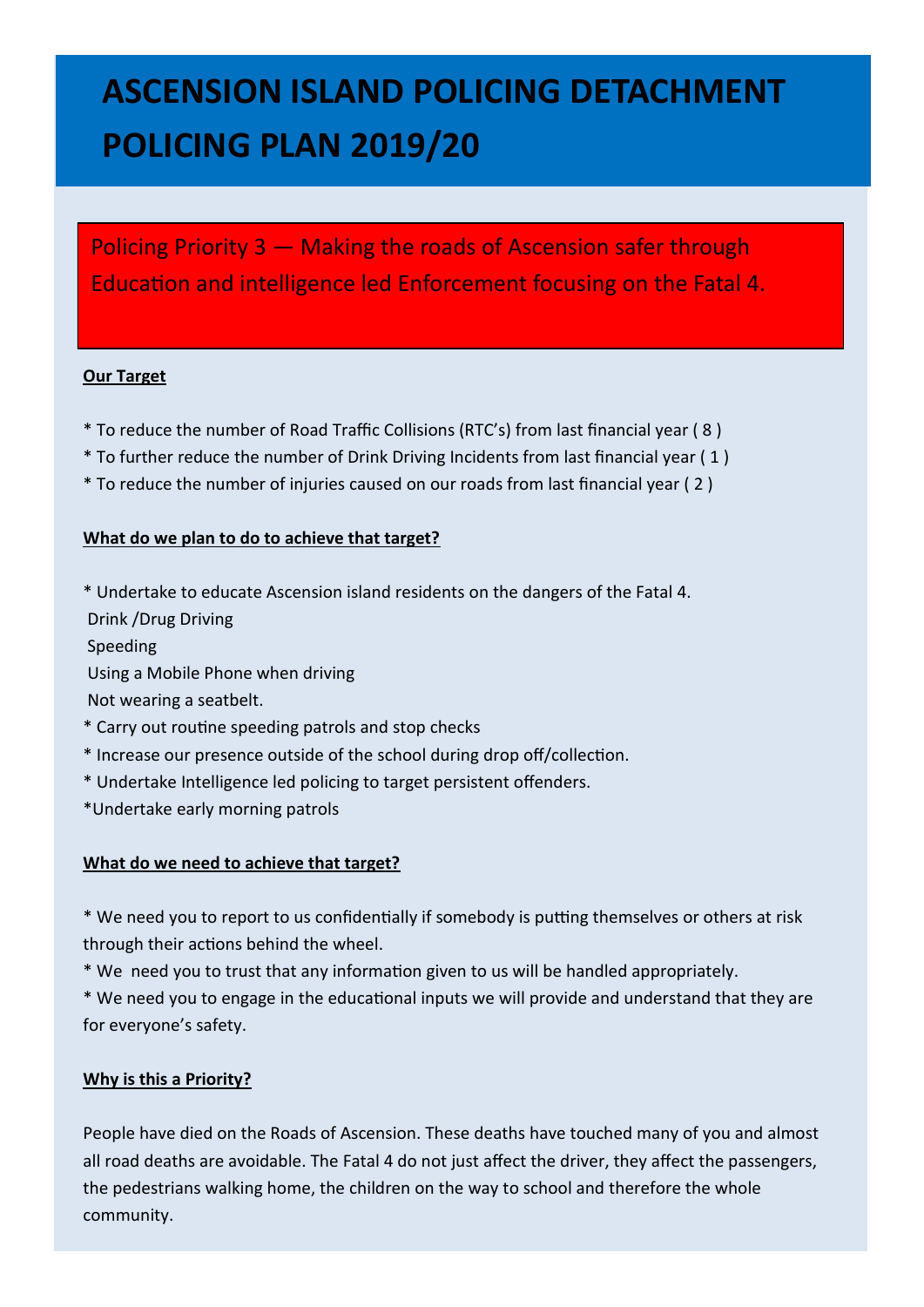# ASCENSION ISLAND POLICING DETACHMENT POLICING PLAN 2019/20

## Policing Priority 3 — Making the roads of Ascension safer through Education and intelligence led Enforcement focusing on the Fatal 4.

**Our Target**

* To reduce the number of Road Traffic Collisions (RTC's) from last financial year ( 8 )
* To further reduce the number of Drink Driving Incidents from last financial year ( 1 )
* To reduce the number of injuries caused on our roads from last financial year ( 2 )

**What do we plan to do to achieve that target?**

* Undertake to educate Ascension island residents on the dangers of the Fatal 4.
  Drink /Drug Driving
  Speeding
  Using a Mobile Phone when driving
  Not wearing a seatbelt.
* Carry out routine speeding patrols and stop checks
* Increase our presence outside of the school during drop off/collection.
* Undertake Intelligence led policing to target persistent offenders.
* Undertake early morning patrols

**What do we need to achieve that target?**

* We need you to report to us confidentially if somebody is putting themselves or others at risk through their actions behind the wheel.
* We need you to trust that any information given to us will be handled appropriately.
* We need you to engage in the educational inputs we will provide and understand that they are for everyone's safety.

**Why is this a Priority?**

People have died on the Roads of Ascension. These deaths have touched many of you and almost all road deaths are avoidable. The Fatal 4 do not just affect the driver, they affect the passengers, the pedestrians walking home, the children on the way to school and therefore the whole community.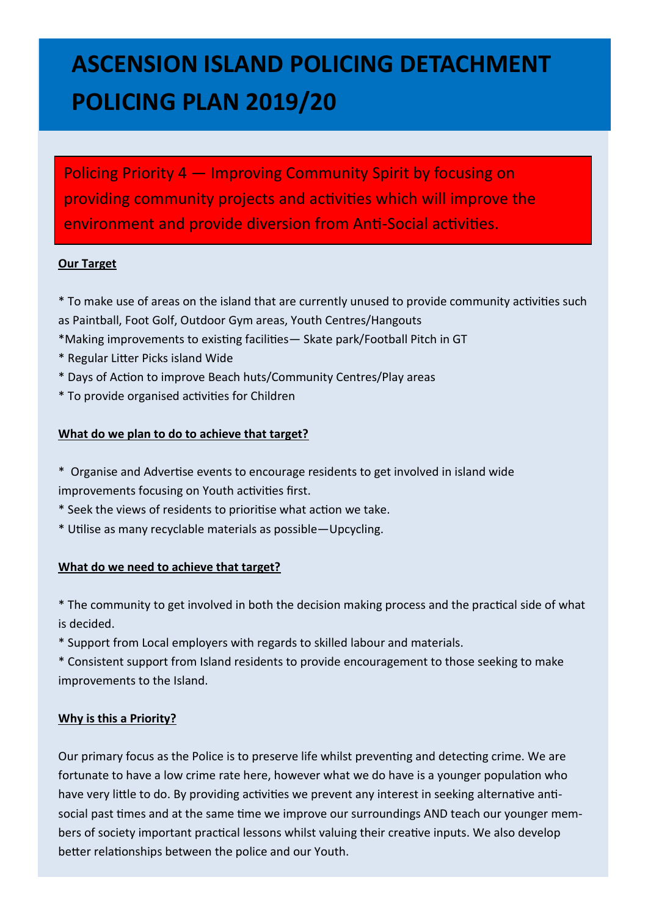# ASCENSION ISLAND POLICING DETACHMENT POLICING PLAN 2019/20

Policing Priority 4 — Improving Community Spirit by focusing on providing community projects and activities which will improve the environment and provide diversion from Anti-Social activities.

**Our Target**

* To make use of areas on the island that are currently unused to provide community activities such as Paintball, Foot Golf, Outdoor Gym areas, Youth Centres/Hangouts
*Making improvements to existing facilities— Skate park/Football Pitch in GT
* Regular Litter Picks island Wide
* Days of Action to improve Beach huts/Community Centres/Play areas
* To provide organised activities for Children

**What do we plan to do to achieve that target?**

* Organise and Advertise events to encourage residents to get involved in island wide improvements focusing on Youth activities first.
* Seek the views of residents to prioritise what action we take.
* Utilise as many recyclable materials as possible—Upcycling.

**What do we need to achieve that target?**

* The community to get involved in both the decision making process and the practical side of what is decided.
* Support from Local employers with regards to skilled labour and materials.
* Consistent support from Island residents to provide encouragement to those seeking to make improvements to the Island.

**Why is this a Priority?**

Our primary focus as the Police is to preserve life whilst preventing and detecting crime. We are fortunate to have a low crime rate here, however what we do have is a younger population who have very little to do. By providing activities we prevent any interest in seeking alternative anti-social past times and at the same time we improve our surroundings AND teach our younger members of society important practical lessons whilst valuing their creative inputs. We also develop better relationships between the police and our Youth.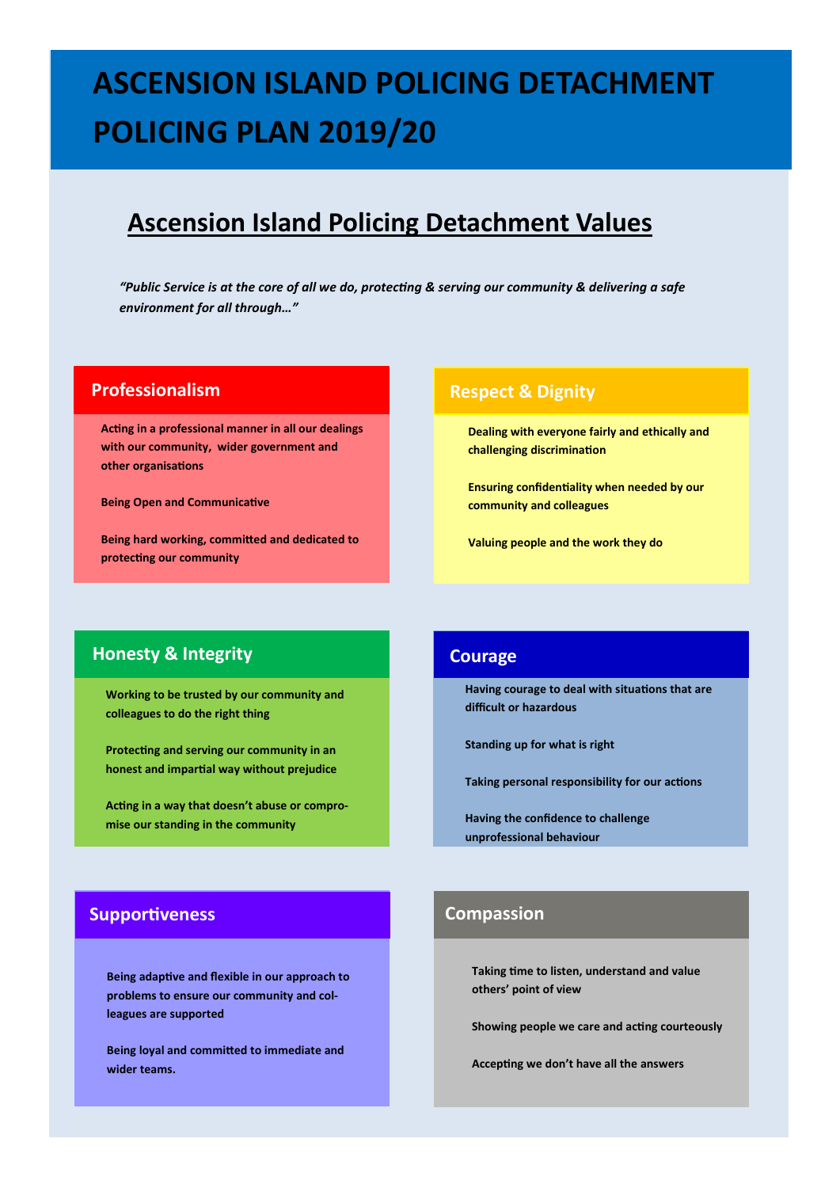# ASCENSION ISLAND POLICING DETACHMENT POLICING PLAN 2019/20

## Ascension Island Policing Detachment Values

*"Public Service is at the core of all we do, protecting & serving our community & delivering a safe environment for all through…"*

### Professionalism

**Acting in a professional manner in all our dealings with our community, wider government and other organisations**

**Being Open and Communicative**

**Being hard working, committed and dedicated to protecting our community**

### Respect & Dignity

**Dealing with everyone fairly and ethically and challenging discrimination**

**Ensuring confidentiality when needed by our community and colleagues**

**Valuing people and the work they do**

### Honesty & Integrity

**Working to be trusted by our community and colleagues to do the right thing**

**Protecting and serving our community in an honest and impartial way without prejudice**

**Acting in a way that doesn't abuse or compromise our standing in the community**

### Courage

**Having courage to deal with situations that are difficult or hazardous**

**Standing up for what is right**

**Taking personal responsibility for our actions**

**Having the confidence to challenge unprofessional behaviour**

### Supportiveness

**Being adaptive and flexible in our approach to problems to ensure our community and colleagues are supported**

**Being loyal and committed to immediate and wider teams.**

### Compassion

**Taking time to listen, understand and value others' point of view**

**Showing people we care and acting courteously**

**Accepting we don't have all the answers**